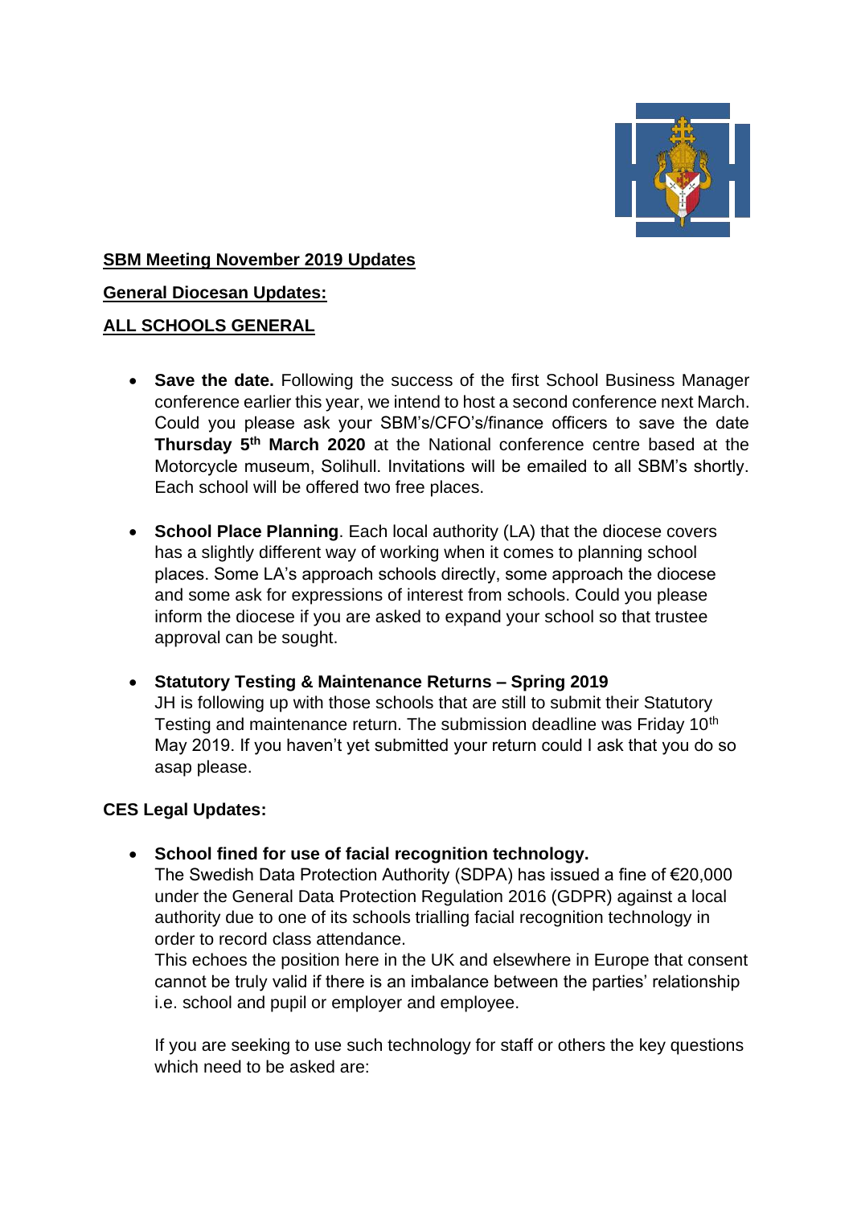**SBM Meeting November 2019 Updates**

**General Diocesan Updates:**

**ALL SCHOOLS GENERAL**

- **Save the date.** Following the success of the first School Business Manager conference earlier this year, we intend to host a second conference next March. Could you please ask your SBM's/CFO's/finance officers to save the date **Thursday 5th March 2020** at the National conference centre based at the Motorcycle museum, Solihull. Invitations will be emailed to all SBM's shortly. Each school will be offered two free places.

- **School Place Planning**. Each local authority (LA) that the diocese covers has a slightly different way of working when it comes to planning school places. Some LA's approach schools directly, some approach the diocese and some ask for expressions of interest from schools. Could you please inform the diocese if you are asked to expand your school so that trustee approval can be sought.

- **Statutory Testing & Maintenance Returns – Spring 2019**
  JH is following up with those schools that are still to submit their Statutory Testing and maintenance return. The submission deadline was Friday 10th May 2019. If you haven't yet submitted your return could I ask that you do so asap please.

**CES Legal Updates:**

- **School fined for use of facial recognition technology.**
  The Swedish Data Protection Authority (SDPA) has issued a fine of €20,000 under the General Data Protection Regulation 2016 (GDPR) against a local authority due to one of its schools trialling facial recognition technology in order to record class attendance.
  This echoes the position here in the UK and elsewhere in Europe that consent cannot be truly valid if there is an imbalance between the parties' relationship i.e. school and pupil or employer and employee.

  If you are seeking to use such technology for staff or others the key questions which need to be asked are: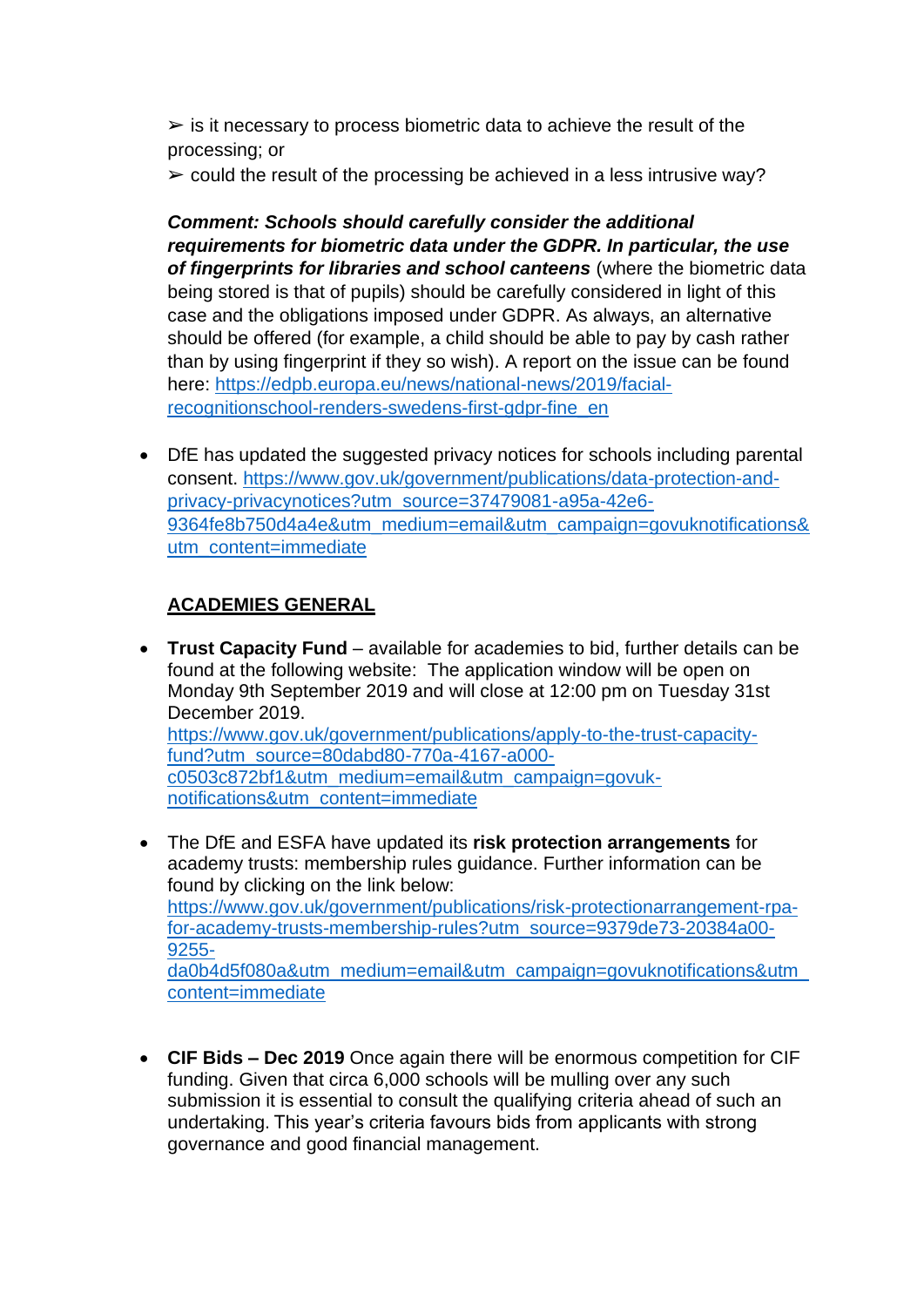➢ is it necessary to process biometric data to achieve the result of the processing; or

➢ could the result of the processing be achieved in a less intrusive way?

***Comment: Schools should carefully consider the additional requirements for biometric data under the GDPR. In particular, the use of fingerprints for libraries and school canteens*** (where the biometric data being stored is that of pupils) should be carefully considered in light of this case and the obligations imposed under GDPR. As always, an alternative should be offered (for example, a child should be able to pay by cash rather than by using fingerprint if they so wish). A report on the issue can be found here: https://edpb.europa.eu/news/national-news/2019/facial-recognitionschool-renders-swedens-first-gdpr-fine_en

- DfE has updated the suggested privacy notices for schools including parental consent. https://www.gov.uk/government/publications/data-protection-and-privacy-privacynotices?utm_source=37479081-a95a-42e6-9364fe8b750d4a4e&utm_medium=email&utm_campaign=govuknotifications&utm_content=immediate

## ACADEMIES GENERAL

- **Trust Capacity Fund** – available for academies to bid, further details can be found at the following website: The application window will be open on Monday 9th September 2019 and will close at 12:00 pm on Tuesday 31st December 2019.
https://www.gov.uk/government/publications/apply-to-the-trust-capacity-fund?utm_source=80dabd80-770a-4167-a000-c0503c872bf1&utm_medium=email&utm_campaign=govuk-notifications&utm_content=immediate

- The DfE and ESFA have updated its **risk protection arrangements** for academy trusts: membership rules guidance. Further information can be found by clicking on the link below:
https://www.gov.uk/government/publications/risk-protectionarrangement-rpa-for-academy-trusts-membership-rules?utm_source=9379de73-20384a00-9255-da0b4d5f080a&utm_medium=email&utm_campaign=govuknotifications&utm_content=immediate

- **CIF Bids – Dec 2019** Once again there will be enormous competition for CIF funding. Given that circa 6,000 schools will be mulling over any such submission it is essential to consult the qualifying criteria ahead of such an undertaking. This year's criteria favours bids from applicants with strong governance and good financial management.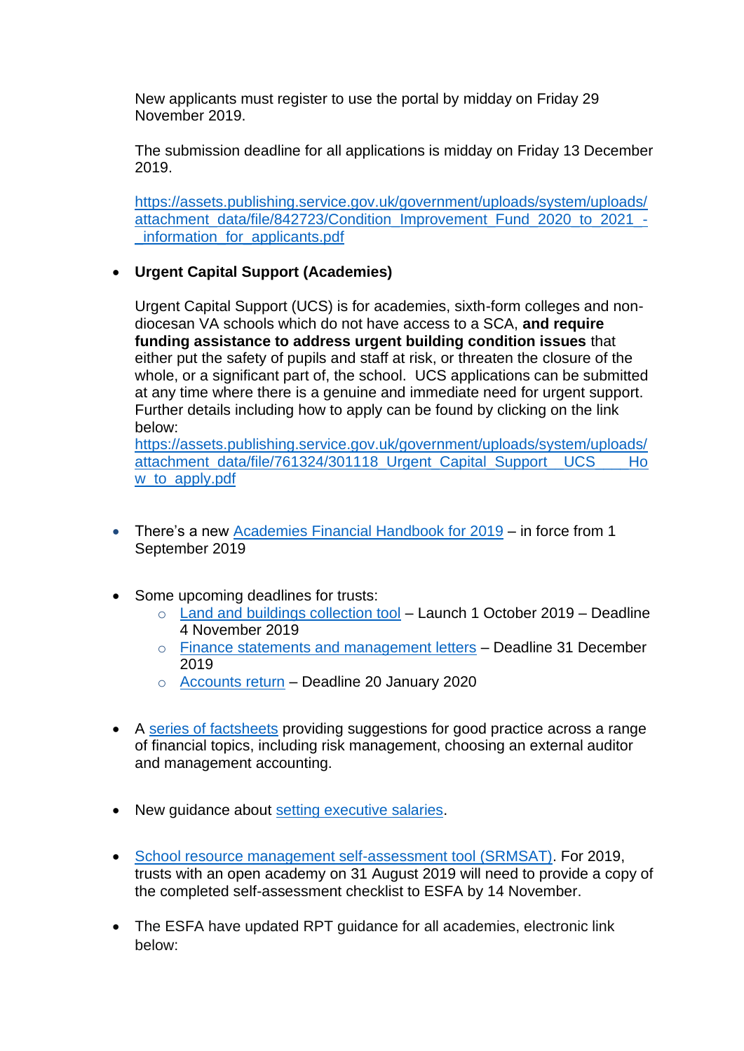New applicants must register to use the portal by midday on Friday 29 November 2019.

The submission deadline for all applications is midday on Friday 13 December 2019.

https://assets.publishing.service.gov.uk/government/uploads/system/uploads/attachment_data/file/842723/Condition_Improvement_Fund_2020_to_2021_-_information_for_applicants.pdf

- **Urgent Capital Support (Academies)**

  Urgent Capital Support (UCS) is for academies, sixth-form colleges and non-diocesan VA schools which do not have access to a SCA, **and require funding assistance to address urgent building condition issues** that either put the safety of pupils and staff at risk, or threaten the closure of the whole, or a significant part of, the school. UCS applications can be submitted at any time where there is a genuine and immediate need for urgent support. Further details including how to apply can be found by clicking on the link below:
  https://assets.publishing.service.gov.uk/government/uploads/system/uploads/attachment_data/file/761324/301118_Urgent_Capital_Support__UCS____How_to_apply.pdf

- There's a new Academies Financial Handbook for 2019 – in force from 1 September 2019

- Some upcoming deadlines for trusts:
  - Land and buildings collection tool – Launch 1 October 2019 – Deadline 4 November 2019
  - Finance statements and management letters – Deadline 31 December 2019
  - Accounts return – Deadline 20 January 2020

- A series of factsheets providing suggestions for good practice across a range of financial topics, including risk management, choosing an external auditor and management accounting.

- New guidance about setting executive salaries.

- School resource management self-assessment tool (SRMSAT). For 2019, trusts with an open academy on 31 August 2019 will need to provide a copy of the completed self-assessment checklist to ESFA by 14 November.

- The ESFA have updated RPT guidance for all academies, electronic link below: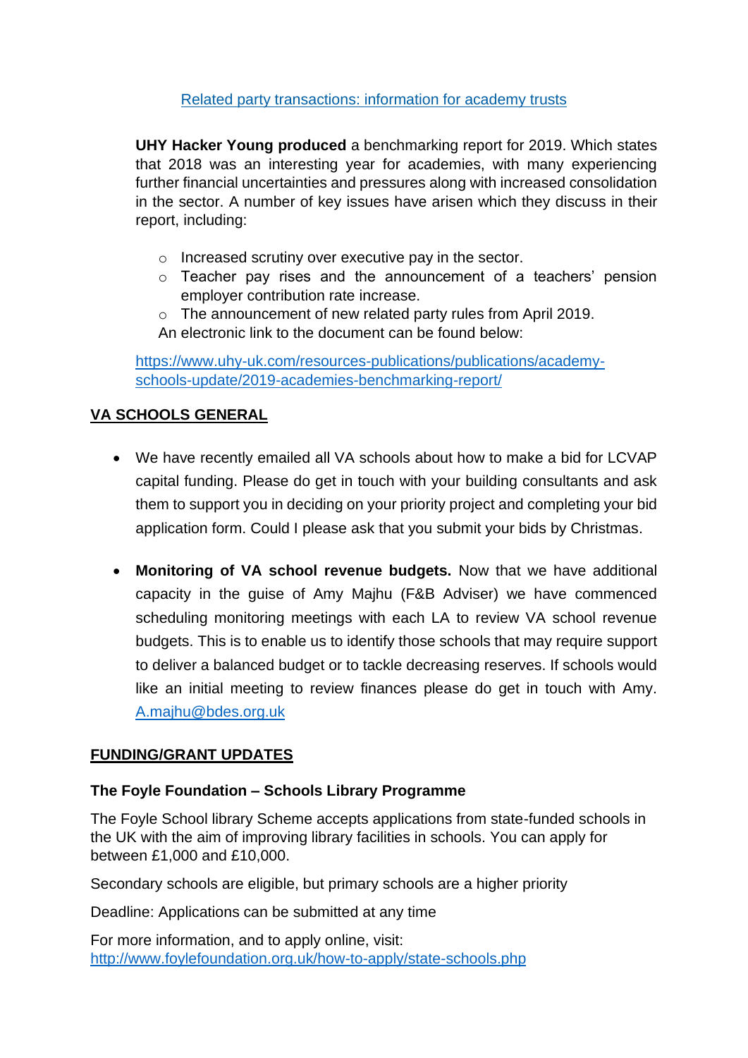[Related party transactions: information for academy trusts](#)

**UHY Hacker Young produced** a benchmarking report for 2019. Which states that 2018 was an interesting year for academies, with many experiencing further financial uncertainties and pressures along with increased consolidation in the sector. A number of key issues have arisen which they discuss in their report, including:

- Increased scrutiny over executive pay in the sector.
- Teacher pay rises and the announcement of a teachers' pension employer contribution rate increase.
- The announcement of new related party rules from April 2019.

An electronic link to the document can be found below:

https://www.uhy-uk.com/resources-publications/publications/academy-schools-update/2019-academies-benchmarking-report/

## VA SCHOOLS GENERAL

- We have recently emailed all VA schools about how to make a bid for LCVAP capital funding. Please do get in touch with your building consultants and ask them to support you in deciding on your priority project and completing your bid application form. Could I please ask that you submit your bids by Christmas.
- **Monitoring of VA school revenue budgets.** Now that we have additional capacity in the guise of Amy Majhu (F&B Adviser) we have commenced scheduling monitoring meetings with each LA to review VA school revenue budgets. This is to enable us to identify those schools that may require support to deliver a balanced budget or to tackle decreasing reserves. If schools would like an initial meeting to review finances please do get in touch with Amy. A.majhu@bdes.org.uk

## FUNDING/GRANT UPDATES

### The Foyle Foundation – Schools Library Programme

The Foyle School library Scheme accepts applications from state-funded schools in the UK with the aim of improving library facilities in schools. You can apply for between £1,000 and £10,000.

Secondary schools are eligible, but primary schools are a higher priority

Deadline: Applications can be submitted at any time

For more information, and to apply online, visit:
http://www.foylefoundation.org.uk/how-to-apply/state-schools.php